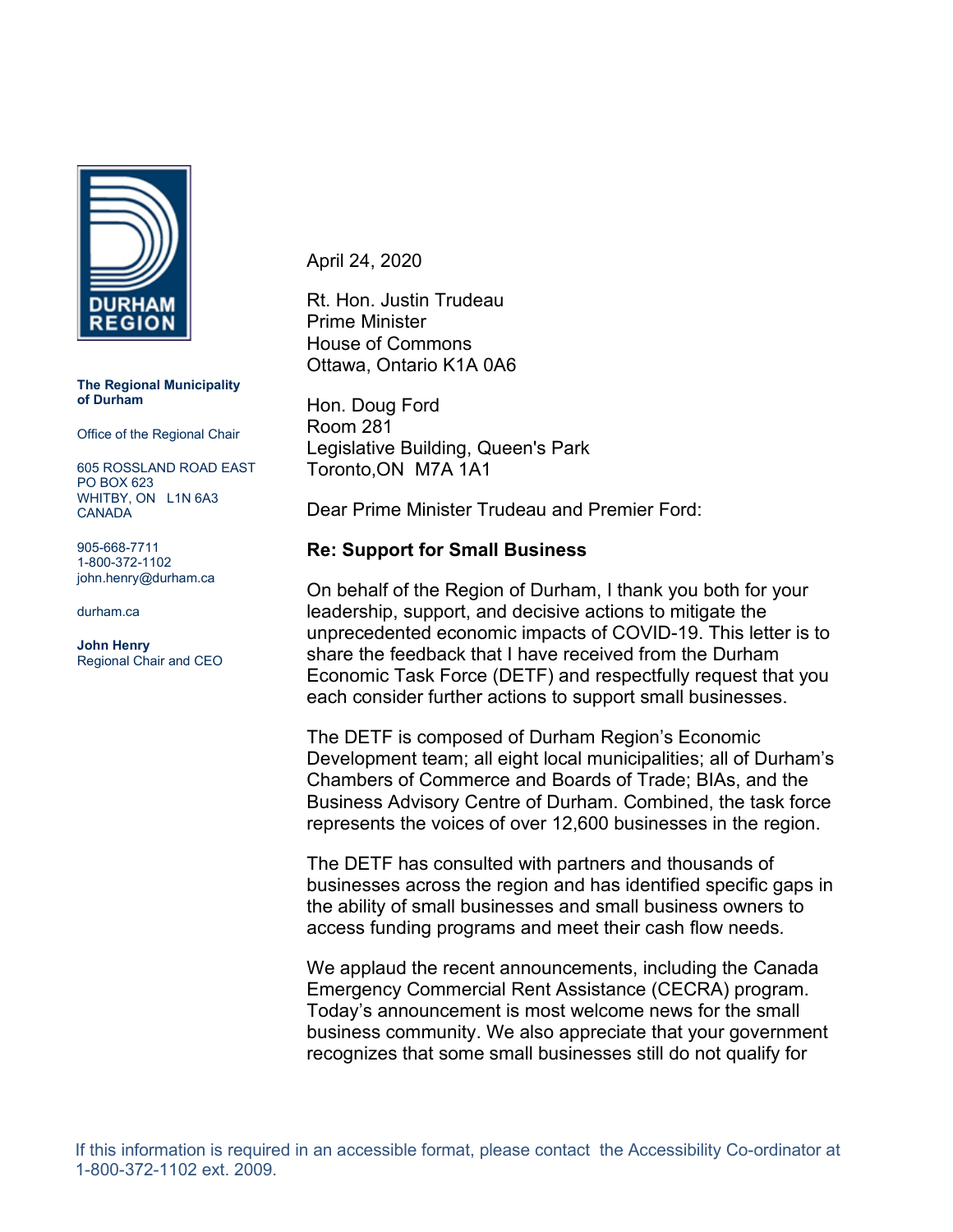DURHAM REGION

**The Regional Municipality of Durham**

Office of the Regional Chair

605 ROSSLAND ROAD EAST
PO BOX 623
WHITBY, ON L1N 6A3
CANADA

905-668-7711
1-800-372-1102
john.henry@durham.ca

durham.ca

**John Henry**
Regional Chair and CEO

April 24, 2020

Rt. Hon. Justin Trudeau
Prime Minister
House of Commons
Ottawa, Ontario K1A 0A6

Hon. Doug Ford
Room 281
Legislative Building, Queen's Park
Toronto,ON M7A 1A1

Dear Prime Minister Trudeau and Premier Ford:

**Re: Support for Small Business**

On behalf of the Region of Durham, I thank you both for your leadership, support, and decisive actions to mitigate the unprecedented economic impacts of COVID-19. This letter is to share the feedback that I have received from the Durham Economic Task Force (DETF) and respectfully request that you each consider further actions to support small businesses.

The DETF is composed of Durham Region's Economic Development team; all eight local municipalities; all of Durham's Chambers of Commerce and Boards of Trade; BIAs, and the Business Advisory Centre of Durham. Combined, the task force represents the voices of over 12,600 businesses in the region.

The DETF has consulted with partners and thousands of businesses across the region and has identified specific gaps in the ability of small businesses and small business owners to access funding programs and meet their cash flow needs.

We applaud the recent announcements, including the Canada Emergency Commercial Rent Assistance (CECRA) program. Today's announcement is most welcome news for the small business community. We also appreciate that your government recognizes that some small businesses still do not qualify for

If this information is required in an accessible format, please contact the Accessibility Co-ordinator at 1-800-372-1102 ext. 2009.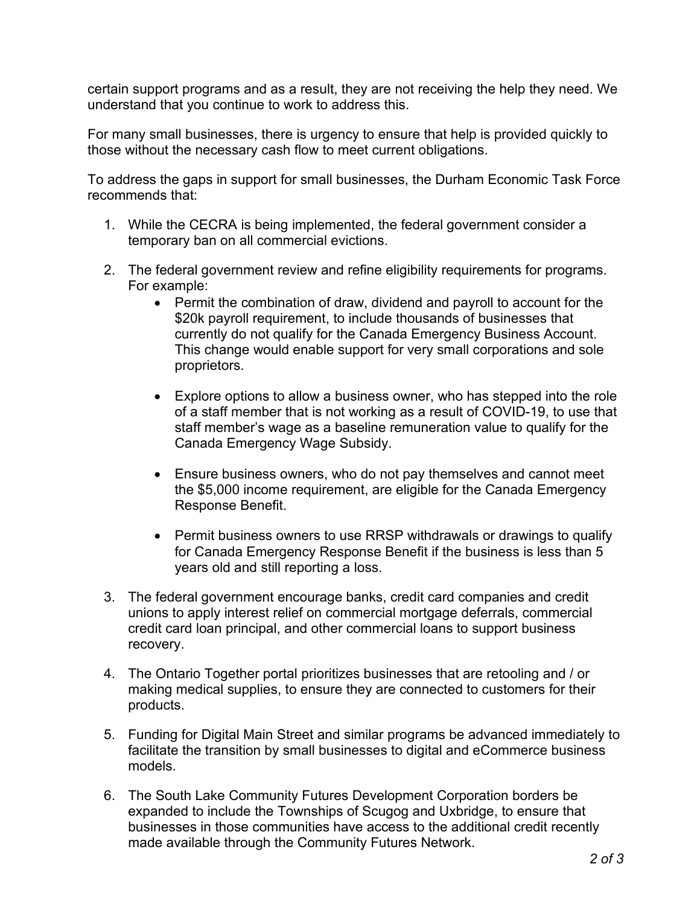certain support programs and as a result, they are not receiving the help they need. We understand that you continue to work to address this.

For many small businesses, there is urgency to ensure that help is provided quickly to those without the necessary cash flow to meet current obligations.

To address the gaps in support for small businesses, the Durham Economic Task Force recommends that:

1. While the CECRA is being implemented, the federal government consider a temporary ban on all commercial evictions.

2. The federal government review and refine eligibility requirements for programs. For example:
   - Permit the combination of draw, dividend and payroll to account for the $20k payroll requirement, to include thousands of businesses that currently do not qualify for the Canada Emergency Business Account. This change would enable support for very small corporations and sole proprietors.

   - Explore options to allow a business owner, who has stepped into the role of a staff member that is not working as a result of COVID-19, to use that staff member's wage as a baseline remuneration value to qualify for the Canada Emergency Wage Subsidy.

   - Ensure business owners, who do not pay themselves and cannot meet the $5,000 income requirement, are eligible for the Canada Emergency Response Benefit.

   - Permit business owners to use RRSP withdrawals or drawings to qualify for Canada Emergency Response Benefit if the business is less than 5 years old and still reporting a loss.

3. The federal government encourage banks, credit card companies and credit unions to apply interest relief on commercial mortgage deferrals, commercial credit card loan principal, and other commercial loans to support business recovery.

4. The Ontario Together portal prioritizes businesses that are retooling and / or making medical supplies, to ensure they are connected to customers for their products.

5. Funding for Digital Main Street and similar programs be advanced immediately to facilitate the transition by small businesses to digital and eCommerce business models.

6. The South Lake Community Futures Development Corporation borders be expanded to include the Townships of Scugog and Uxbridge, to ensure that businesses in those communities have access to the additional credit recently made available through the Community Futures Network.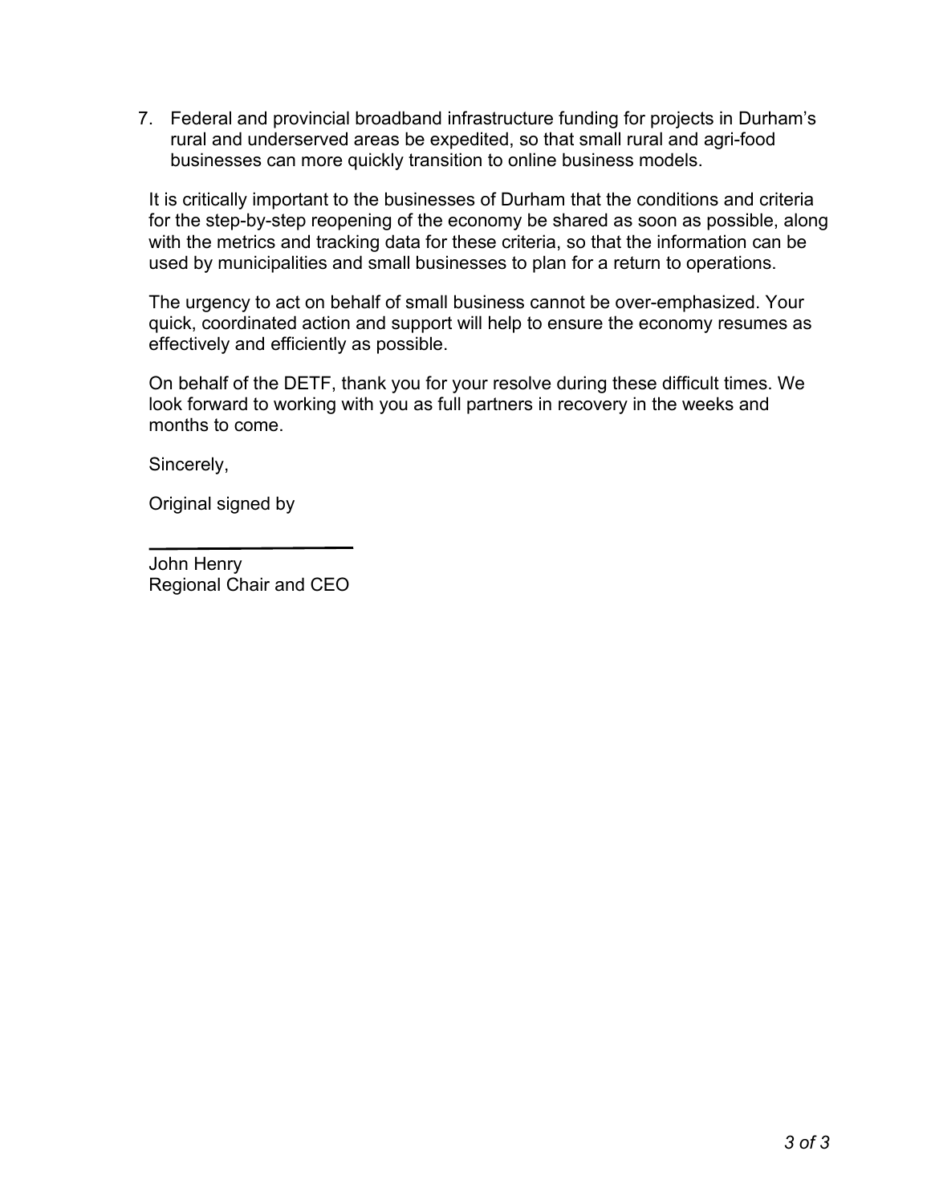7. Federal and provincial broadband infrastructure funding for projects in Durham's rural and underserved areas be expedited, so that small rural and agri-food businesses can more quickly transition to online business models.

It is critically important to the businesses of Durham that the conditions and criteria for the step-by-step reopening of the economy be shared as soon as possible, along with the metrics and tracking data for these criteria, so that the information can be used by municipalities and small businesses to plan for a return to operations.

The urgency to act on behalf of small business cannot be over-emphasized. Your quick, coordinated action and support will help to ensure the economy resumes as effectively and efficiently as possible.

On behalf of the DETF, thank you for your resolve during these difficult times. We look forward to working with you as full partners in recovery in the weeks and months to come.

Sincerely,

Original signed by

John Henry
Regional Chair and CEO